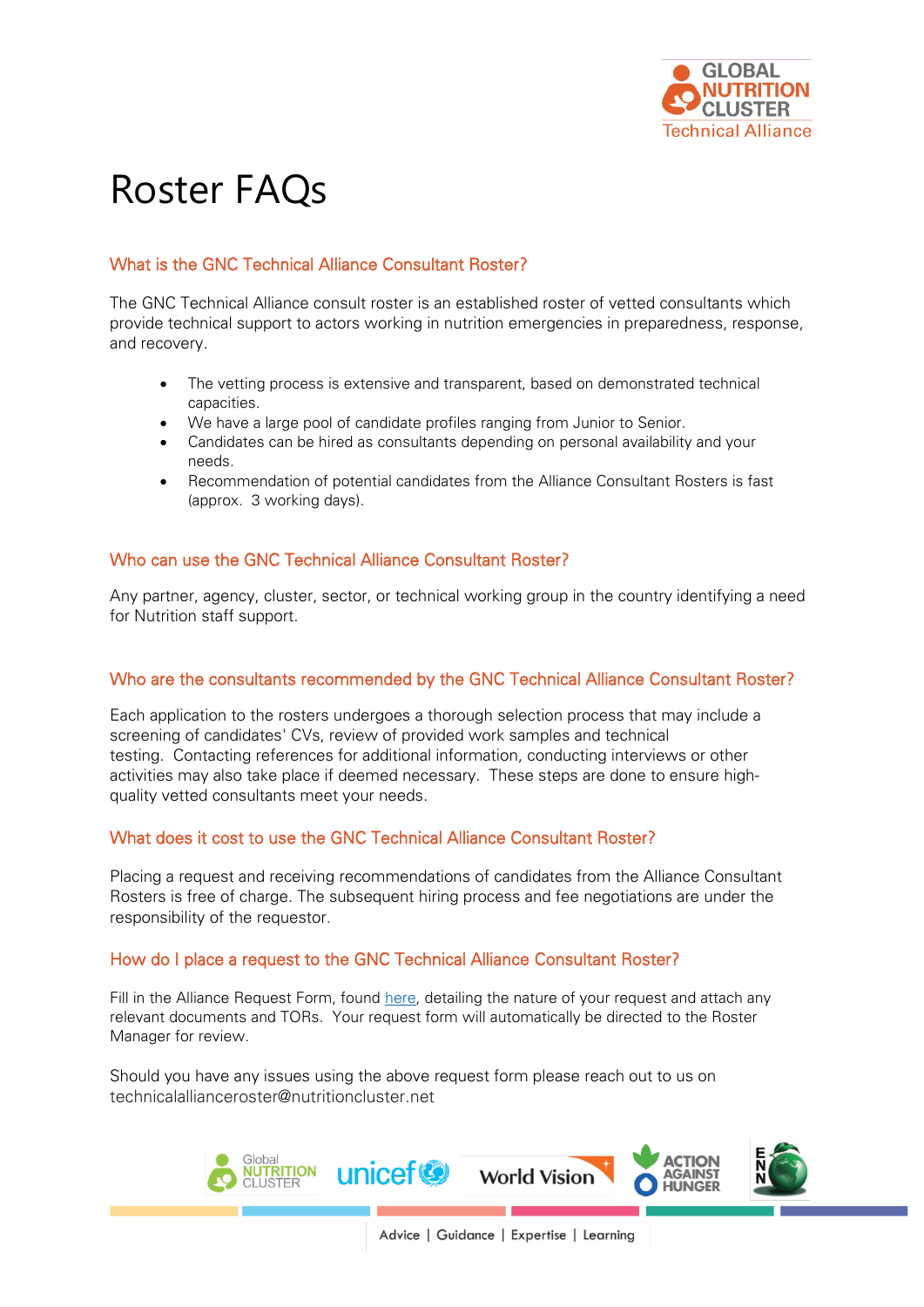# Roster FAQs

## What is the GNC Technical Alliance Consultant Roster?

The GNC Technical Alliance consult roster is an established roster of vetted consultants which provide technical support to actors working in nutrition emergencies in preparedness, response, and recovery.

- The vetting process is extensive and transparent, based on demonstrated technical capacities.
- We have a large pool of candidate profiles ranging from Junior to Senior.
- Candidates can be hired as consultants depending on personal availability and your needs.
- Recommendation of potential candidates from the Alliance Consultant Rosters is fast (approx. 3 working days).

## Who can use the GNC Technical Alliance Consultant Roster?

Any partner, agency, cluster, sector, or technical working group in the country identifying a need for Nutrition staff support.

## Who are the consultants recommended by the GNC Technical Alliance Consultant Roster?

Each application to the rosters undergoes a thorough selection process that may include a screening of candidates' CVs, review of provided work samples and technical testing. Contacting references for additional information, conducting interviews or other activities may also take place if deemed necessary. These steps are done to ensure high-quality vetted consultants meet your needs.

## What does it cost to use the GNC Technical Alliance Consultant Roster?

Placing a request and receiving recommendations of candidates from the Alliance Consultant Rosters is free of charge. The subsequent hiring process and fee negotiations are under the responsibility of the requestor.

## How do I place a request to the GNC Technical Alliance Consultant Roster?

Fill in the Alliance Request Form, found here, detailing the nature of your request and attach any relevant documents and TORs. Your request form will automatically be directed to the Roster Manager for review.

Should you have any issues using the above request form please reach out to us on technicalallianceroster@nutritioncluster.net

Advice | Guidance | Expertise | Learning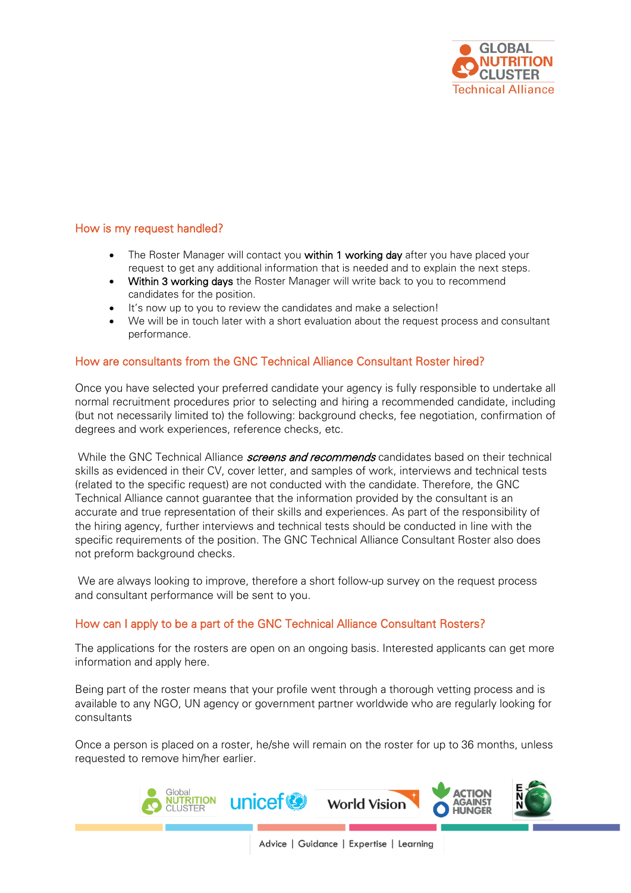## How is my request handled?

- The Roster Manager will contact you within 1 working day after you have placed your request to get any additional information that is needed and to explain the next steps.
- Within 3 working days the Roster Manager will write back to you to recommend candidates for the position.
- It's now up to you to review the candidates and make a selection!
- We will be in touch later with a short evaluation about the request process and consultant performance.

## How are consultants from the GNC Technical Alliance Consultant Roster hired?

Once you have selected your preferred candidate your agency is fully responsible to undertake all normal recruitment procedures prior to selecting and hiring a recommended candidate, including (but not necessarily limited to) the following: background checks, fee negotiation, confirmation of degrees and work experiences, reference checks, etc.

While the GNC Technical Alliance ***screens and recommends*** candidates based on their technical skills as evidenced in their CV, cover letter, and samples of work, interviews and technical tests (related to the specific request) are not conducted with the candidate. Therefore, the GNC Technical Alliance cannot guarantee that the information provided by the consultant is an accurate and true representation of their skills and experiences. As part of the responsibility of the hiring agency, further interviews and technical tests should be conducted in line with the specific requirements of the position. The GNC Technical Alliance Consultant Roster also does not preform background checks.

We are always looking to improve, therefore a short follow-up survey on the request process and consultant performance will be sent to you.

## How can I apply to be a part of the GNC Technical Alliance Consultant Rosters?

The applications for the rosters are open on an ongoing basis. Interested applicants can get more information and apply here.

Being part of the roster means that your profile went through a thorough vetting process and is available to any NGO, UN agency or government partner worldwide who are regularly looking for consultants

Once a person is placed on a roster, he/she will remain on the roster for up to 36 months, unless requested to remove him/her earlier.